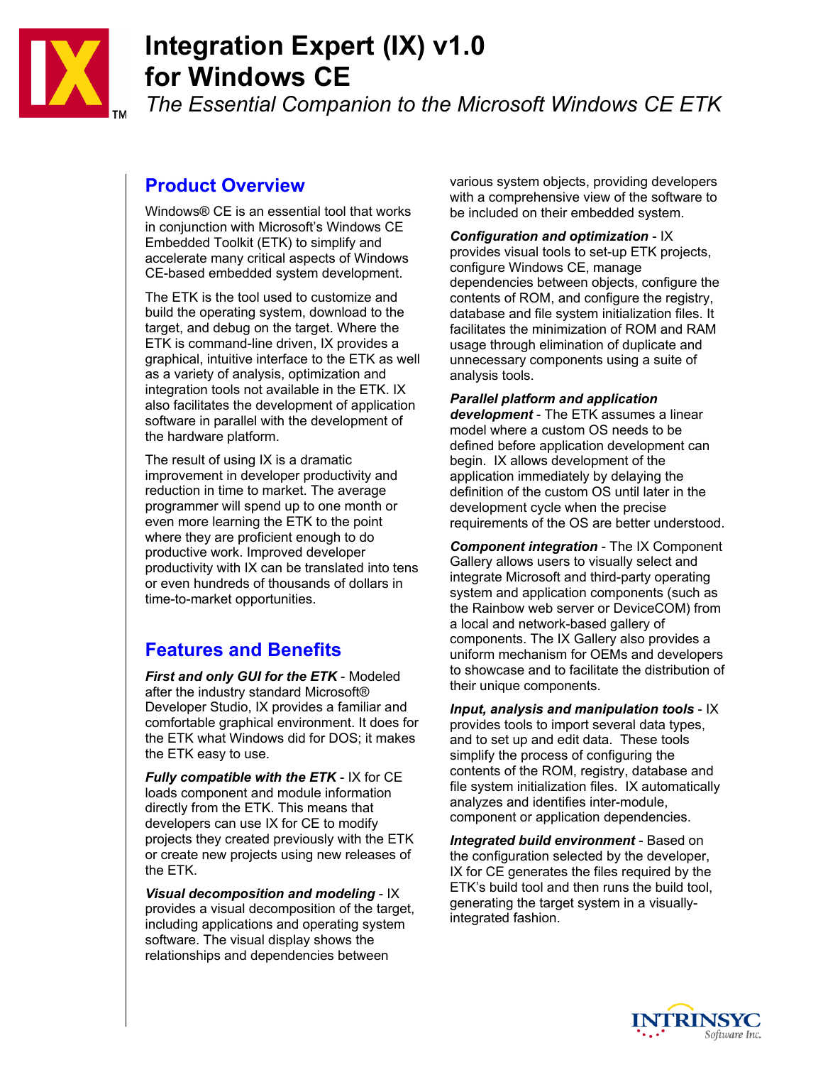# Integration Expert (IX) v1.0 for Windows CE

*The Essential Companion to the Microsoft Windows CE ETK*

## Product Overview

Windows® CE is an essential tool that works in conjunction with Microsoft's Windows CE Embedded Toolkit (ETK) to simplify and accelerate many critical aspects of Windows CE-based embedded system development.

The ETK is the tool used to customize and build the operating system, download to the target, and debug on the target. Where the ETK is command-line driven, IX provides a graphical, intuitive interface to the ETK as well as a variety of analysis, optimization and integration tools not available in the ETK. IX also facilitates the development of application software in parallel with the development of the hardware platform.

The result of using IX is a dramatic improvement in developer productivity and reduction in time to market. The average programmer will spend up to one month or even more learning the ETK to the point where they are proficient enough to do productive work. Improved developer productivity with IX can be translated into tens or even hundreds of thousands of dollars in time-to-market opportunities.

## Features and Benefits

***First and only GUI for the ETK*** - Modeled after the industry standard Microsoft® Developer Studio, IX provides a familiar and comfortable graphical environment. It does for the ETK what Windows did for DOS; it makes the ETK easy to use.

***Fully compatible with the ETK*** - IX for CE loads component and module information directly from the ETK. This means that developers can use IX for CE to modify projects they created previously with the ETK or create new projects using new releases of the ETK.

***Visual decomposition and modeling*** - IX provides a visual decomposition of the target, including applications and operating system software. The visual display shows the relationships and dependencies between various system objects, providing developers with a comprehensive view of the software to be included on their embedded system.

***Configuration and optimization*** - IX provides visual tools to set-up ETK projects, configure Windows CE, manage dependencies between objects, configure the contents of ROM, and configure the registry, database and file system initialization files. It facilitates the minimization of ROM and RAM usage through elimination of duplicate and unnecessary components using a suite of analysis tools.

***Parallel platform and application development*** - The ETK assumes a linear model where a custom OS needs to be defined before application development can begin. IX allows development of the application immediately by delaying the definition of the custom OS until later in the development cycle when the precise requirements of the OS are better understood.

***Component integration*** - The IX Component Gallery allows users to visually select and integrate Microsoft and third-party operating system and application components (such as the Rainbow web server or DeviceCOM) from a local and network-based gallery of components. The IX Gallery also provides a uniform mechanism for OEMs and developers to showcase and to facilitate the distribution of their unique components.

***Input, analysis and manipulation tools*** - IX provides tools to import several data types, and to set up and edit data. These tools simplify the process of configuring the contents of the ROM, registry, database and file system initialization files. IX automatically analyzes and identifies inter-module, component or application dependencies.

***Integrated build environment*** - Based on the configuration selected by the developer, IX for CE generates the files required by the ETK's build tool and then runs the build tool, generating the target system in a visually-integrated fashion.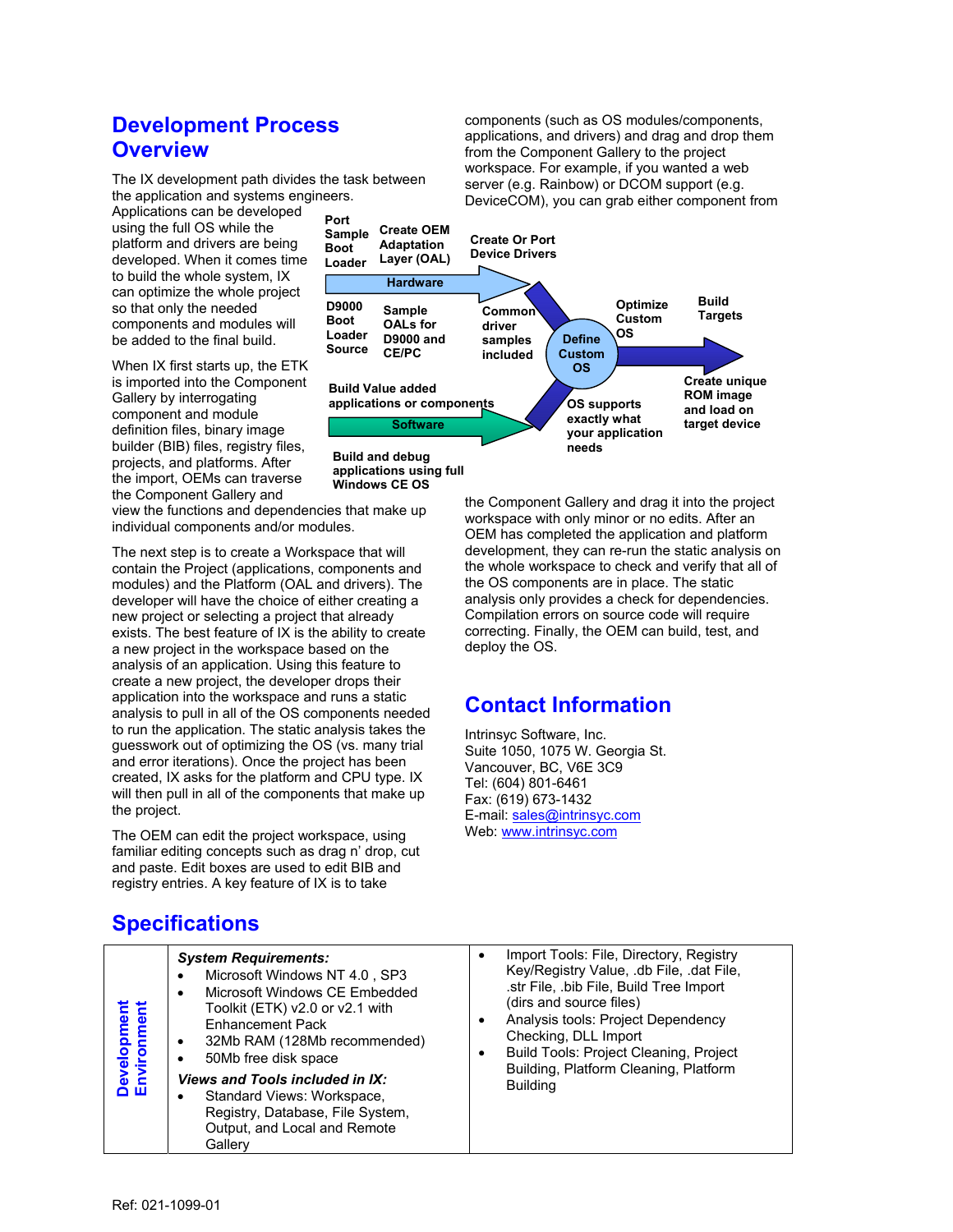## Development Process Overview

The IX development path divides the task between the application and systems engineers. Applications can be developed using the full OS while the platform and drivers are being developed. When it comes time to build the whole system, IX can optimize the whole project so that only the needed components and modules will be added to the final build.

Port Sample Boot Loader

Create OEM Adaptation Layer (OAL)

Create Or Port Device Drivers

Hardware

D9000 Boot Loader Source

Sample OALs for D9000 and CE/PC

Common driver samples included

Define Custom OS

Optimize Custom OS

Build Targets

Create unique ROM image and load on target device

OS supports exactly what your application needs

Build Value added applications or components

Software

Build and debug applications using full Windows CE OS

When IX first starts up, the ETK is imported into the Component Gallery by interrogating component and module definition files, binary image builder (BIB) files, registry files, projects, and platforms. After the import, OEMs can traverse the Component Gallery and view the functions and dependencies that make up individual components and/or modules.

The next step is to create a Workspace that will contain the Project (applications, components and modules) and the Platform (OAL and drivers). The developer will have the choice of either creating a new project or selecting a project that already exists. The best feature of IX is the ability to create a new project in the workspace based on the analysis of an application. Using this feature to create a new project, the developer drops their application into the workspace and runs a static analysis to pull in all of the OS components needed to run the application. The static analysis takes the guesswork out of optimizing the OS (vs. many trial and error iterations). Once the project has been created, IX asks for the platform and CPU type. IX will then pull in all of the components that make up the project.

The OEM can edit the project workspace, using familiar editing concepts such as drag n' drop, cut and paste. Edit boxes are used to edit BIB and registry entries. A key feature of IX is to take components (such as OS modules/components, applications, and drivers) and drag and drop them from the Component Gallery to the project workspace. For example, if you wanted a web server (e.g. Rainbow) or DCOM support (e.g. DeviceCOM), you can grab either component from the Component Gallery and drag it into the project workspace with only minor or no edits. After an OEM has completed the application and platform development, they can re-run the static analysis on the whole workspace to check and verify that all of the OS components are in place. The static analysis only provides a check for dependencies. Compilation errors on source code will require correcting. Finally, the OEM can build, test, and deploy the OS.

## Contact Information

Intrinsyc Software, Inc.
Suite 1050, 1075 W. Georgia St.
Vancouver, BC, V6E 3C9
Tel: (604) 801-6461
Fax: (619) 673-1432
E-mail: sales@intrinsyc.com
Web: www.intrinsyc.com

## Specifications

| | | |
|---|---|---|
| **Development Environment** | ***System Requirements:***<br>• Microsoft Windows NT 4.0 , SP3<br>• Microsoft Windows CE Embedded Toolkit (ETK) v2.0 or v2.1 with Enhancement Pack<br>• 32Mb RAM (128Mb recommended)<br>• 50Mb free disk space<br>***Views and Tools included in IX:***<br>• Standard Views: Workspace, Registry, Database, File System, Output, and Local and Remote Gallery | • Import Tools: File, Directory, Registry Key/Registry Value, .db File, .dat File, .str File, .bib File, Build Tree Import (dirs and source files)<br>• Analysis tools: Project Dependency Checking, DLL Import<br>• Build Tools: Project Cleaning, Project Building, Platform Cleaning, Platform Building |

Ref: 021-1099-01